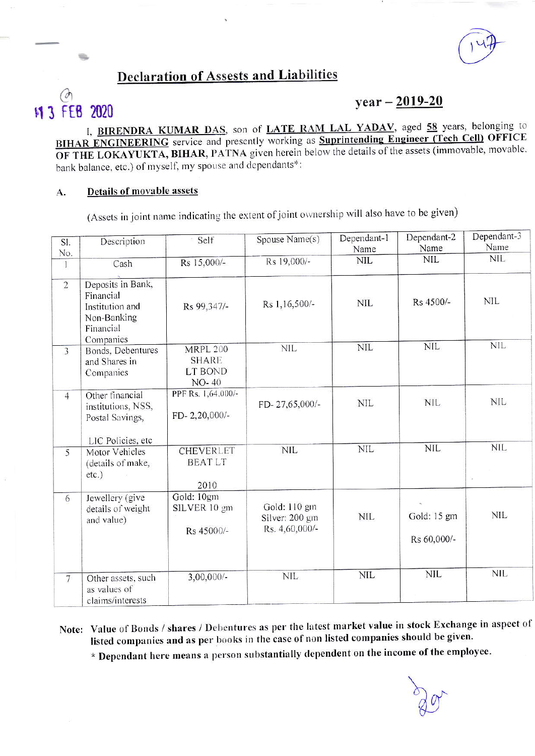# Declaration of Assests and Liabilities

13 FEB 2020

## year – 2019-20

I, **BIRENDRA KUMAR DAS**, son of **LATE RAM LAL YADAV**, aged **58** years, belonging to **BIHAR ENGINEERING** service and presently working as **Suprintending Engineer (Tech Cell) OFFICE OF THE LOKAYUKTA, BIHAR, PATNA** given herein below the details of the assets (immovable, movable, bank balance, etc.) of myself, my spouse and dependants*:

**A. Details of movable assets**

(Assets in joint name indicating the extent of joint ownership will also have to be given)

| Sl. No. | Description | Self | Spouse Name(s) | Dependant-1 Name | Dependant-2 Name | Dependant-3 Name |
|---|---|---|---|---|---|---|
| 1 | Cash | Rs 15,000/- | Rs 19,000/- | NIL | NIL | NIL |
| 2 | Deposits in Bank, Financial Institution and Non-Banking Financial Companies | Rs 99,347/- | Rs 1,16,500/- | NIL | Rs 4500/- | NIL |
| 3 | Bonds, Debentures and Shares in Companies | MRPL 200 SHARE LT BOND NO- 40 | NIL | NIL | NIL | NIL |
| 4 | Other financial institutions, NSS, Postal Savings, LIC Policies, etc | PPF Rs. 1,64,000/- FD- 2,20,000/- | FD- 27,65,000/- | NIL | NIL | NIL |
| 5 | Motor Vehicles (details of make, etc.) | CHEVERLET BEAT LT 2010 | NIL | NIL | NIL | NIL |
| 6 | Jewellery (give details of weight and value) | Gold: 10gm SILVER 10 gm Rs 45000/- | Gold: 110 gm Silver: 200 gm Rs. 4,60,000/- | NIL | Gold: 15 gm Rs 60,000/- | NIL |
| 7 | Other assets, such as values of claims/interests | 3,00,000/- | NIL | NIL | NIL | NIL |

**Note:** **Value of Bonds / shares / Debentures as per the latest market value in stock Exchange in aspect of listed companies and as per books in the case of non listed companies should be given.**

**\* Dependant here means a person substantially dependent on the income of the employee.**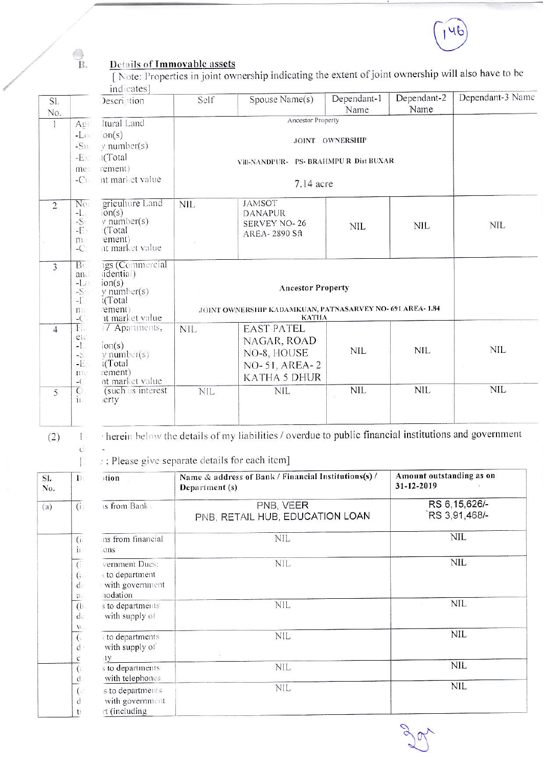B. **Details of Immovable assets**

[ Note: Properties in joint ownership indicating the extent of joint ownership will also have to be indicates]

| Sl. No. | Description | Self | Spouse Name(s) | Dependant-1 Name | Dependant-2 Name | Dependant-3 Name |
|---|---|---|---|---|---|---|
| 1 | Agr... ltural Land -Lo... on(s) -Su... y number(s) -Ex... t(Total me... rement) -Cu... nt market value | Ancestor Property JOINT OWNERSHIP Vill-NANDPUR- PS- BRAHMPU R Dist BUXAR 7.14 acre | | | | |
| 2 | No... griculture Land -L... ion(s) -S... y number(s) -E... (Total m... ement) -C... nt market value | NIL | JAMSOT DANAPUR SERVEY NO- 26 AREA- 2890 Sft | NIL | NIL | NIL |
| 3 | Bu... ngs (Commercial and... sidential) -Lo... ion(s) -Su... y number(s) -E... t(Total m... ement) -C... nt market value | Ancestor Property JOINT OWNERSHIP KADAMKUAN, PATNASARVEY NO- 691 AREA- 1.84 KATHA | | | | |
| 4 | H... / Apartments, etc -L... ion(s) -S... y number(s) -E... t(Total m... rement) -C... nt market value | NIL | EAST PATEL NAGAR, ROAD NO-8, HOUSE NO- 51, AREA- 2 KATHA 5 DHUR | NIL | NIL | NIL |
| 5 | O... (such as interest i... erty | NIL | NIL | NIL | NIL | NIL |

(2) I ... herein below the details of my liabilities / overdue to public financial institutions and government d... -

[... : Please give separate details for each item]

| Sl. No. | Description | Name & address of Bank / Financial Institutions(s) / Department (s) | Amount outstanding as on 31-12-2019 |
|---|---|---|---|
| (a) | (i) ...s from Bank... | PNB, VEER<br>PNB, RETAIL HUB, EDUCATION LOAN | RS 6,15,626/-<br>RS 3,91,468/- |
| | (ii) ...ns from financial i...ons | NIL | NIL |
| | (... ...vernment Dues: (a) ...s to department d... with government a... ...nodation | NIL | NIL |
| | (b) ...s to departments d... with supply of w... | NIL | NIL |
| | (... ...to departments d... with supply of e... ...ty | NIL | NIL |
| | (... ...s to departments d... with telephones | NIL | NIL |
| | (... ...s to departments d... with government t... ...t (including | NIL | NIL |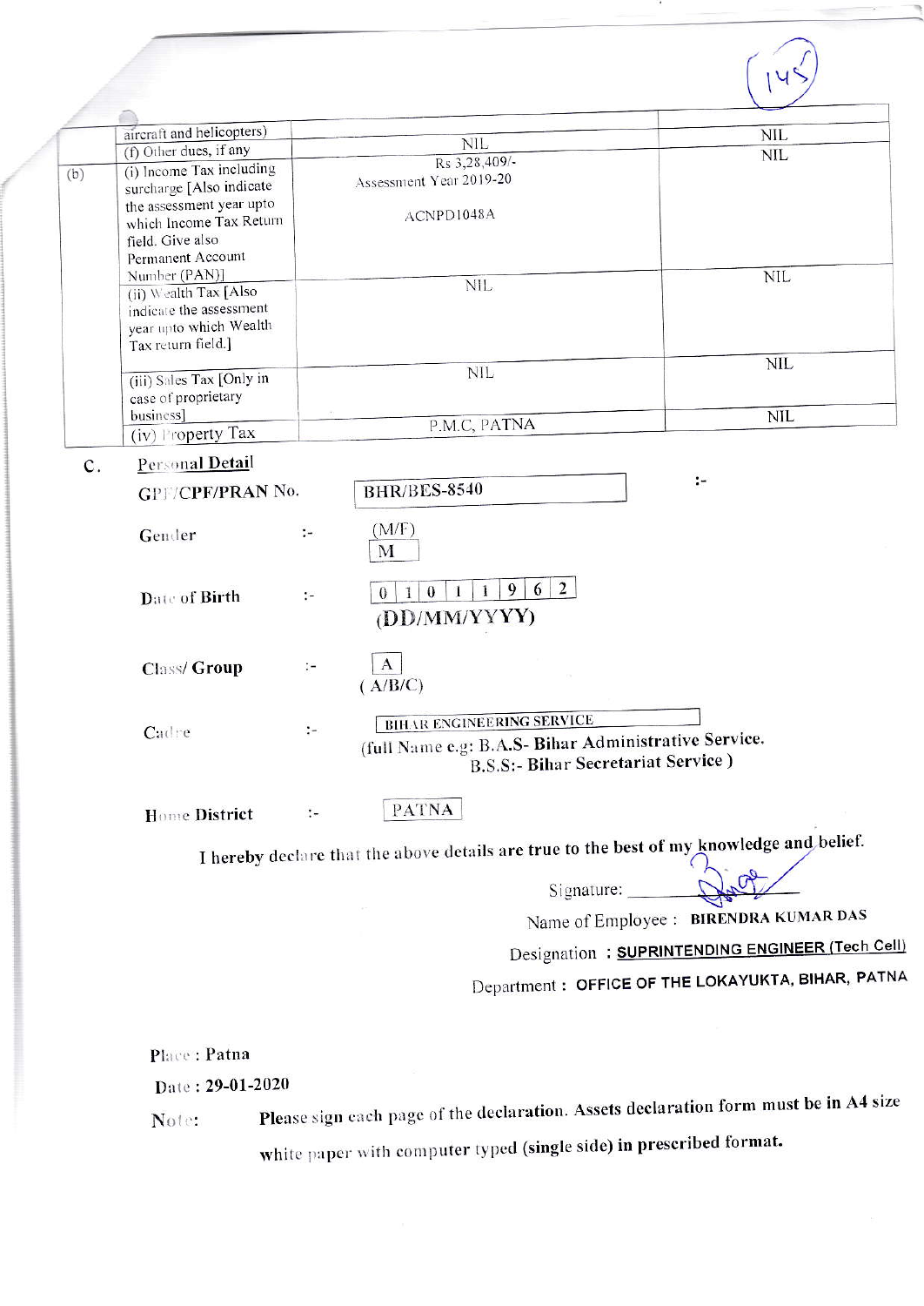| | | | |
|---|---|---|---|
| | aircraft and helicopters) | | NIL |
| | (f) Other dues, if any | NIL | NIL |
| (b) | (i) Income Tax including surcharge [Also indicate the assessment year upto which Income Tax Return field. Give also Permanent Account Number (PAN)] | Rs 3,28,409/- Assessment Year 2019-20 ACNPD1048A | |
| | (ii) Wealth Tax [Also indicate the assessment year upto which Wealth Tax return field.] | NIL | NIL |
| | (iii) Sales Tax [Only in case of proprietary business] | NIL | NIL |
| | (iv) Property Tax | P.M.C, PATNA | NIL |

**C. Personal Detail**

**GPF/CPF/PRAN No.** :- BHR/BES-8540

**Gender** :- (M/F) M

**Date of Birth** :- 0 1 0 1 1 9 6 2 (DD/MM/YYYY)

**Class/ Group** :- A (A/B/C)

**Cadre** :- BIHAR ENGINEERING SERVICE
(full Name e.g: B.A.S- Bihar Administrative Service. B.S.S:- Bihar Secretariat Service )

**Home District** :- PATNA

**I hereby declare that the above details are true to the best of my knowledge and belief.**

Signature:

Name of Employee : **BIRENDRA KUMAR DAS**

Designation : **SUPRINTENDING ENGINEER (Tech Cell)**

Department : **OFFICE OF THE LOKAYUKTA, BIHAR, PATNA**

**Place : Patna**

**Date : 29-01-2020**

**Note:** **Please sign each page of the declaration. Assets declaration form must be in A4 size white paper with computer typed (single side) in prescribed format.**